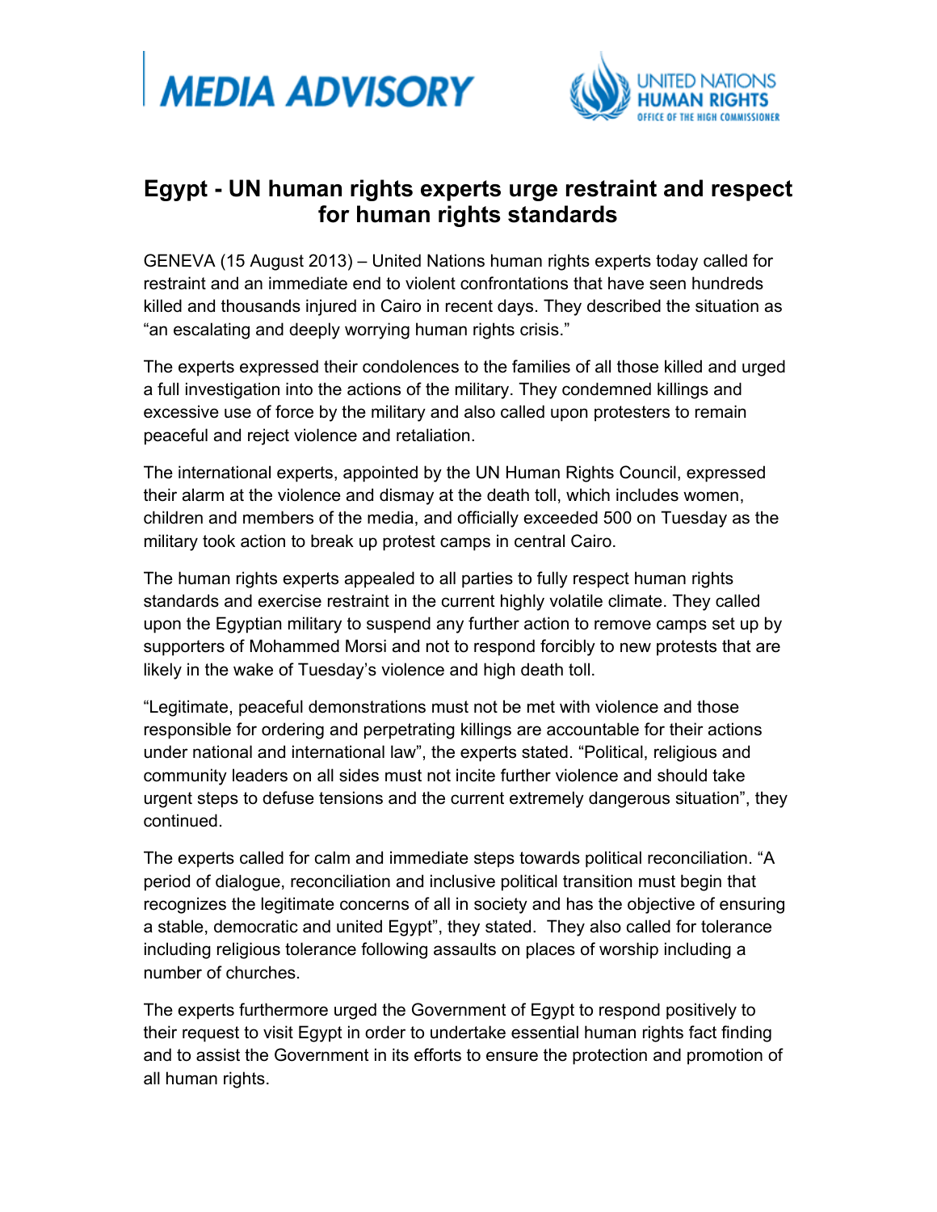**MEDIA ADVISORY**

UNITED NATIONS
HUMAN RIGHTS
OFFICE OF THE HIGH COMMISSIONER

# Egypt - UN human rights experts urge restraint and respect for human rights standards

GENEVA (15 August 2013) – United Nations human rights experts today called for restraint and an immediate end to violent confrontations that have seen hundreds killed and thousands injured in Cairo in recent days. They described the situation as "an escalating and deeply worrying human rights crisis."

The experts expressed their condolences to the families of all those killed and urged a full investigation into the actions of the military. They condemned killings and excessive use of force by the military and also called upon protesters to remain peaceful and reject violence and retaliation.

The international experts, appointed by the UN Human Rights Council, expressed their alarm at the violence and dismay at the death toll, which includes women, children and members of the media, and officially exceeded 500 on Tuesday as the military took action to break up protest camps in central Cairo.

The human rights experts appealed to all parties to fully respect human rights standards and exercise restraint in the current highly volatile climate. They called upon the Egyptian military to suspend any further action to remove camps set up by supporters of Mohammed Morsi and not to respond forcibly to new protests that are likely in the wake of Tuesday's violence and high death toll.

"Legitimate, peaceful demonstrations must not be met with violence and those responsible for ordering and perpetrating killings are accountable for their actions under national and international law", the experts stated. "Political, religious and community leaders on all sides must not incite further violence and should take urgent steps to defuse tensions and the current extremely dangerous situation", they continued.

The experts called for calm and immediate steps towards political reconciliation. "A period of dialogue, reconciliation and inclusive political transition must begin that recognizes the legitimate concerns of all in society and has the objective of ensuring a stable, democratic and united Egypt", they stated. They also called for tolerance including religious tolerance following assaults on places of worship including a number of churches.

The experts furthermore urged the Government of Egypt to respond positively to their request to visit Egypt in order to undertake essential human rights fact finding and to assist the Government in its efforts to ensure the protection and promotion of all human rights.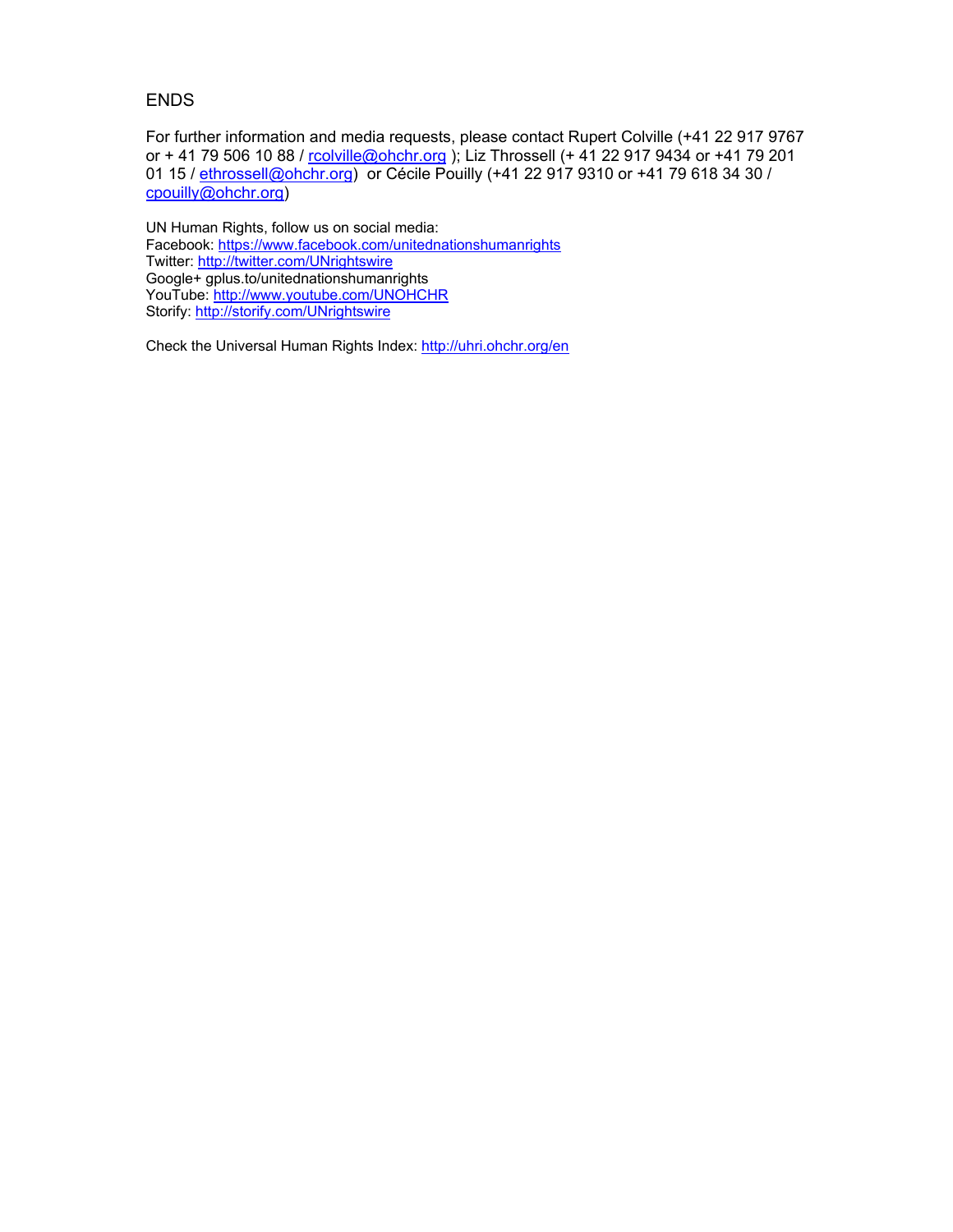ENDS

For further information and media requests, please contact Rupert Colville (+41 22 917 9767 or + 41 79 506 10 88 / rcolville@ohchr.org ); Liz Throssell (+ 41 22 917 9434 or +41 79 201 01 15 / ethrossell@ohchr.org)  or Cécile Pouilly (+41 22 917 9310 or +41 79 618 34 30 / cpouilly@ohchr.org)

UN Human Rights, follow us on social media:
Facebook: https://www.facebook.com/unitednationshumanrights
Twitter: http://twitter.com/UNrightswire
Google+ gplus.to/unitednationshumanrights
YouTube: http://www.youtube.com/UNOHCHR
Storify: http://storify.com/UNrightswire

Check the Universal Human Rights Index: http://uhri.ohchr.org/en